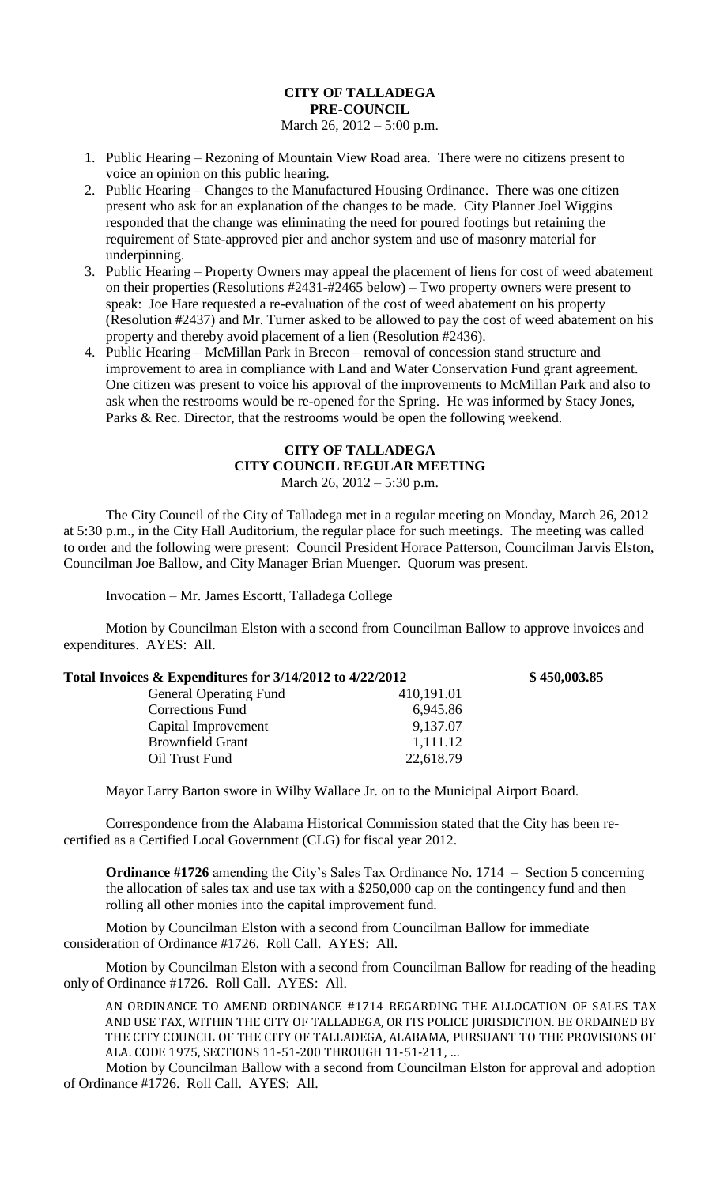# CITY OF TALLADEGA
## PRE-COUNCIL
March 26, 2012 – 5:00 p.m.

1. Public Hearing – Rezoning of Mountain View Road area. There were no citizens present to voice an opinion on this public hearing.
2. Public Hearing – Changes to the Manufactured Housing Ordinance. There was one citizen present who ask for an explanation of the changes to be made. City Planner Joel Wiggins responded that the change was eliminating the need for poured footings but retaining the requirement of State-approved pier and anchor system and use of masonry material for underpinning.
3. Public Hearing – Property Owners may appeal the placement of liens for cost of weed abatement on their properties (Resolutions #2431-#2465 below) – Two property owners were present to speak: Joe Hare requested a re-evaluation of the cost of weed abatement on his property (Resolution #2437) and Mr. Turner asked to be allowed to pay the cost of weed abatement on his property and thereby avoid placement of a lien (Resolution #2436).
4. Public Hearing – McMillan Park in Brecon – removal of concession stand structure and improvement to area in compliance with Land and Water Conservation Fund grant agreement. One citizen was present to voice his approval of the improvements to McMillan Park and also to ask when the restrooms would be re-opened for the Spring. He was informed by Stacy Jones, Parks & Rec. Director, that the restrooms would be open the following weekend.

# CITY OF TALLADEGA
## CITY COUNCIL REGULAR MEETING
March 26, 2012 – 5:30 p.m.

The City Council of the City of Talladega met in a regular meeting on Monday, March 26, 2012 at 5:30 p.m., in the City Hall Auditorium, the regular place for such meetings. The meeting was called to order and the following were present: Council President Horace Patterson, Councilman Jarvis Elston, Councilman Joe Ballow, and City Manager Brian Muenger. Quorum was present.

Invocation – Mr. James Escortt, Talladega College

Motion by Councilman Elston with a second from Councilman Ballow to approve invoices and expenditures. AYES: All.

| **Total Invoices & Expenditures for 3/14/2012 to 4/22/2012** | | **$ 450,003.85** |
|---|---|---|
| General Operating Fund | 410,191.01 | |
| Corrections Fund | 6,945.86 | |
| Capital Improvement | 9,137.07 | |
| Brownfield Grant | 1,111.12 | |
| Oil Trust Fund | 22,618.79 | |

Mayor Larry Barton swore in Wilby Wallace Jr. on to the Municipal Airport Board.

Correspondence from the Alabama Historical Commission stated that the City has been re-certified as a Certified Local Government (CLG) for fiscal year 2012.

**Ordinance #1726** amending the City's Sales Tax Ordinance No. 1714 – Section 5 concerning the allocation of sales tax and use tax with a $250,000 cap on the contingency fund and then rolling all other monies into the capital improvement fund.

Motion by Councilman Elston with a second from Councilman Ballow for immediate consideration of Ordinance #1726. Roll Call. AYES: All.

Motion by Councilman Elston with a second from Councilman Ballow for reading of the heading only of Ordinance #1726. Roll Call. AYES: All.

AN ORDINANCE TO AMEND ORDINANCE #1714 REGARDING THE ALLOCATION OF SALES TAX AND USE TAX, WITHIN THE CITY OF TALLADEGA, OR ITS POLICE JURISDICTION. BE ORDAINED BY THE CITY COUNCIL OF THE CITY OF TALLADEGA, ALABAMA, PURSUANT TO THE PROVISIONS OF ALA. CODE 1975, SECTIONS 11-51-200 THROUGH 11-51-211, …

Motion by Councilman Ballow with a second from Councilman Elston for approval and adoption of Ordinance #1726. Roll Call. AYES: All.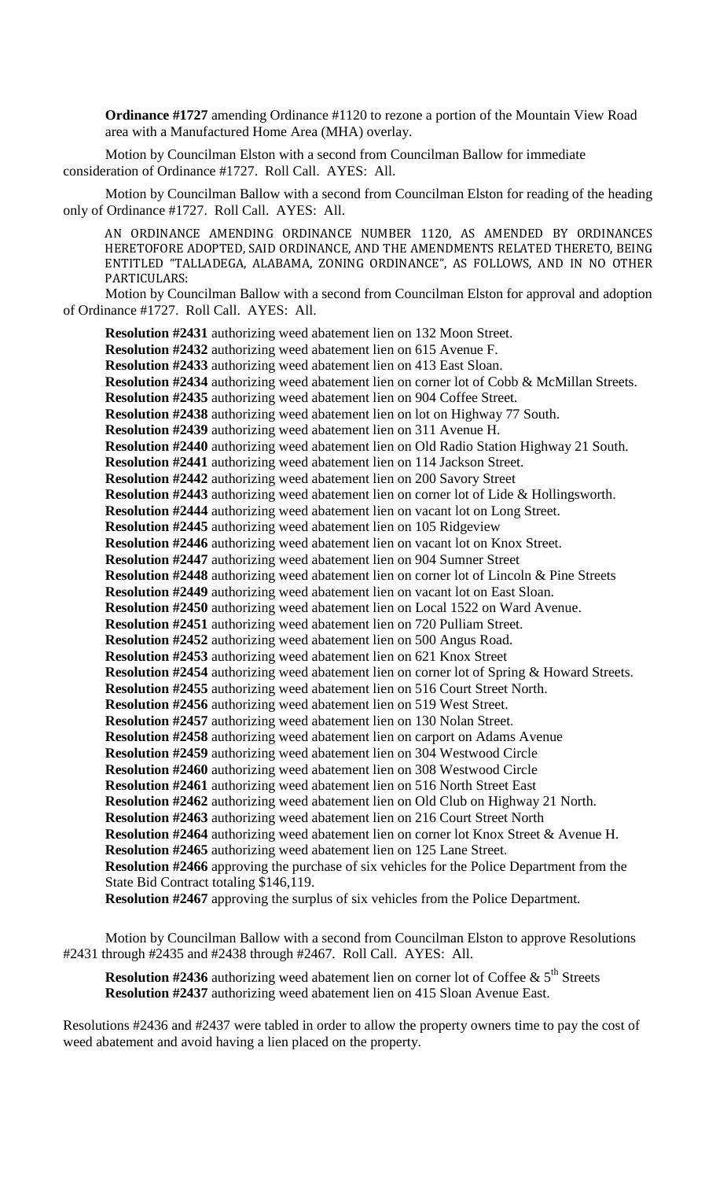**Ordinance #1727** amending Ordinance #1120 to rezone a portion of the Mountain View Road area with a Manufactured Home Area (MHA) overlay.

Motion by Councilman Elston with a second from Councilman Ballow for immediate consideration of Ordinance #1727. Roll Call. AYES: All.

Motion by Councilman Ballow with a second from Councilman Elston for reading of the heading only of Ordinance #1727. Roll Call. AYES: All.

AN ORDINANCE AMENDING ORDINANCE NUMBER 1120, AS AMENDED BY ORDINANCES HERETOFORE ADOPTED, SAID ORDINANCE, AND THE AMENDMENTS RELATED THERETO, BEING ENTITLED "TALLADEGA, ALABAMA, ZONING ORDINANCE", AS FOLLOWS, AND IN NO OTHER PARTICULARS:

Motion by Councilman Ballow with a second from Councilman Elston for approval and adoption of Ordinance #1727. Roll Call. AYES: All.

**Resolution #2431** authorizing weed abatement lien on 132 Moon Street.
**Resolution #2432** authorizing weed abatement lien on 615 Avenue F.
**Resolution #2433** authorizing weed abatement lien on 413 East Sloan.
**Resolution #2434** authorizing weed abatement lien on corner lot of Cobb & McMillan Streets.
**Resolution #2435** authorizing weed abatement lien on 904 Coffee Street.
**Resolution #2438** authorizing weed abatement lien on lot on Highway 77 South.
**Resolution #2439** authorizing weed abatement lien on 311 Avenue H.
**Resolution #2440** authorizing weed abatement lien on Old Radio Station Highway 21 South.
**Resolution #2441** authorizing weed abatement lien on 114 Jackson Street.
**Resolution #2442** authorizing weed abatement lien on 200 Savory Street
**Resolution #2443** authorizing weed abatement lien on corner lot of Lide & Hollingsworth.
**Resolution #2444** authorizing weed abatement lien on vacant lot on Long Street.
**Resolution #2445** authorizing weed abatement lien on 105 Ridgeview
**Resolution #2446** authorizing weed abatement lien on vacant lot on Knox Street.
**Resolution #2447** authorizing weed abatement lien on 904 Sumner Street
**Resolution #2448** authorizing weed abatement lien on corner lot of Lincoln & Pine Streets
**Resolution #2449** authorizing weed abatement lien on vacant lot on East Sloan.
**Resolution #2450** authorizing weed abatement lien on Local 1522 on Ward Avenue.
**Resolution #2451** authorizing weed abatement lien on 720 Pulliam Street.
**Resolution #2452** authorizing weed abatement lien on 500 Angus Road.
**Resolution #2453** authorizing weed abatement lien on 621 Knox Street
**Resolution #2454** authorizing weed abatement lien on corner lot of Spring & Howard Streets.
**Resolution #2455** authorizing weed abatement lien on 516 Court Street North.
**Resolution #2456** authorizing weed abatement lien on 519 West Street.
**Resolution #2457** authorizing weed abatement lien on 130 Nolan Street.
**Resolution #2458** authorizing weed abatement lien on carport on Adams Avenue
**Resolution #2459** authorizing weed abatement lien on 304 Westwood Circle
**Resolution #2460** authorizing weed abatement lien on 308 Westwood Circle
**Resolution #2461** authorizing weed abatement lien on 516 North Street East
**Resolution #2462** authorizing weed abatement lien on Old Club on Highway 21 North.
**Resolution #2463** authorizing weed abatement lien on 216 Court Street North
**Resolution #2464** authorizing weed abatement lien on corner lot Knox Street & Avenue H.
**Resolution #2465** authorizing weed abatement lien on 125 Lane Street.
**Resolution #2466** approving the purchase of six vehicles for the Police Department from the State Bid Contract totaling $146,119.
**Resolution #2467** approving the surplus of six vehicles from the Police Department.

Motion by Councilman Ballow with a second from Councilman Elston to approve Resolutions #2431 through #2435 and #2438 through #2467. Roll Call. AYES: All.

**Resolution #2436** authorizing weed abatement lien on corner lot of Coffee & 5th Streets
**Resolution #2437** authorizing weed abatement lien on 415 Sloan Avenue East.

Resolutions #2436 and #2437 were tabled in order to allow the property owners time to pay the cost of weed abatement and avoid having a lien placed on the property.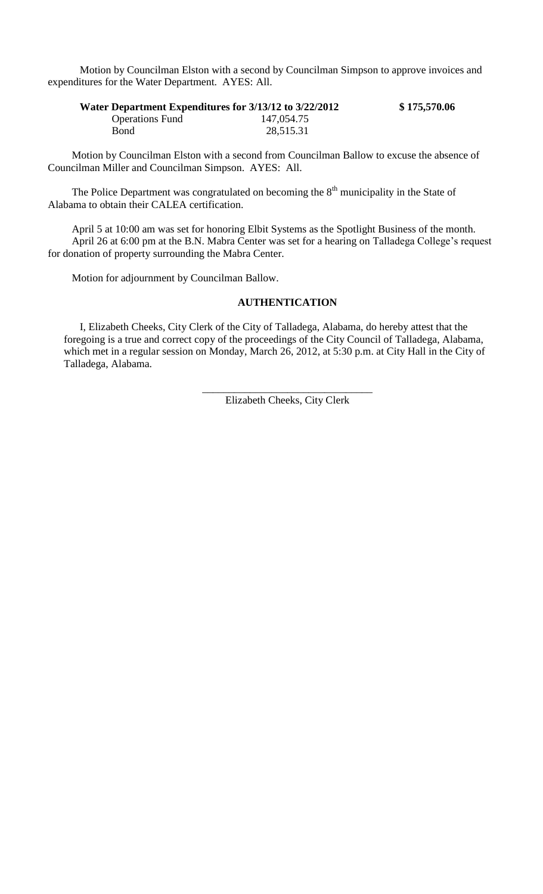Motion by Councilman Elston with a second by Councilman Simpson to approve invoices and expenditures for the Water Department. AYES: All.

| | | |
|---|---|---|
| **Water Department Expenditures for 3/13/12 to 3/22/2012** | | **$ 175,570.06** |
| Operations Fund | 147,054.75 | |
| Bond | 28,515.31 | |

Motion by Councilman Elston with a second from Councilman Ballow to excuse the absence of Councilman Miller and Councilman Simpson. AYES: All.

The Police Department was congratulated on becoming the 8th municipality in the State of Alabama to obtain their CALEA certification.

April 5 at 10:00 am was set for honoring Elbit Systems as the Spotlight Business of the month.

April 26 at 6:00 pm at the B.N. Mabra Center was set for a hearing on Talladega College's request for donation of property surrounding the Mabra Center.

Motion for adjournment by Councilman Ballow.

**AUTHENTICATION**

I, Elizabeth Cheeks, City Clerk of the City of Talladega, Alabama, do hereby attest that the foregoing is a true and correct copy of the proceedings of the City Council of Talladega, Alabama, which met in a regular session on Monday, March 26, 2012, at 5:30 p.m. at City Hall in the City of Talladega, Alabama.

\_\_\_\_\_\_\_\_\_\_\_\_\_\_\_\_\_\_\_\_\_\_\_\_\_\_\_\_\_\_\_\_

Elizabeth Cheeks, City Clerk